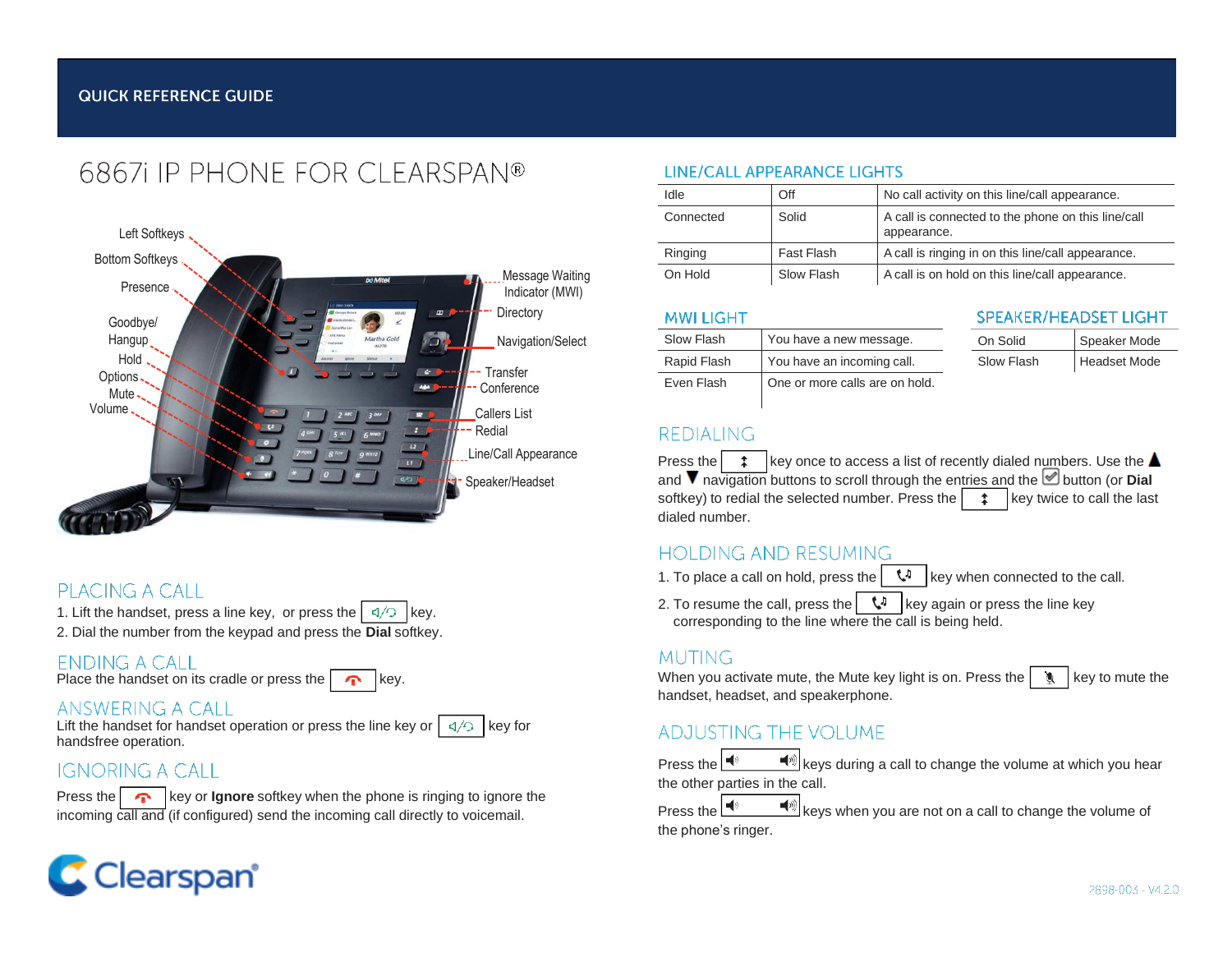QUICK REFERENCE GUIDE

# 6867i IP PHONE FOR CLEARSPAN®

Left Softkeys
Bottom Softkeys
Presence
Goodbye/ Hangup
Hold
Options
Mute
Volume
Message Waiting Indicator (MWI)
Directory
Navigation/Select
Transfer
Conference
Callers List
Redial
Line/Call Appearance
Speaker/Headset

## PLACING A CALL

1. Lift the handset, press a line key, or press the [speaker/headset] key.
2. Dial the number from the keypad and press the **Dial** softkey.

## ENDING A CALL

Place the handset on its cradle or press the [hangup] key.

## ANSWERING A CALL

Lift the handset for handset operation or press the line key or [speaker/headset] key for handsfree operation.

## IGNORING A CALL

Press the [hangup] key or **Ignore** softkey when the phone is ringing to ignore the incoming call and (if configured) send the incoming call directly to voicemail.

## LINE/CALL APPEARANCE LIGHTS

| Idle | Off | No call activity on this line/call appearance. |
|---|---|---|
| Connected | Solid | A call is connected to the phone on this line/call appearance. |
| Ringing | Fast Flash | A call is ringing in on this line/call appearance. |
| On Hold | Slow Flash | A call is on hold on this line/call appearance. |

## MWI LIGHT

| Slow Flash | You have a new message. |
|---|---|
| Rapid Flash | You have an incoming call. |
| Even Flash | One or more calls are on hold. |

## SPEAKER/HEADSET LIGHT

| On Solid | Speaker Mode |
|---|---|
| Slow Flash | Headset Mode |

## REDIALING

Press the [redial] key once to access a list of recently dialed numbers. Use the ▲ and ▼ navigation buttons to scroll through the entries and the [select] button (or **Dial** softkey) to redial the selected number. Press the [redial] key twice to call the last dialed number.

## HOLDING AND RESUMING

1. To place a call on hold, press the [hold] key when connected to the call.
2. To resume the call, press the [hold] key again or press the line key corresponding to the line where the call is being held.

## MUTING

When you activate mute, the Mute key light is on. Press the [mute] key to mute the handset, headset, and speakerphone.

## ADJUSTING THE VOLUME

Press the [volume] keys during a call to change the volume at which you hear the other parties in the call.

Press the [volume] keys when you are not on a call to change the volume of the phone's ringer.

Clearspan®

2898-003 - V4.2.0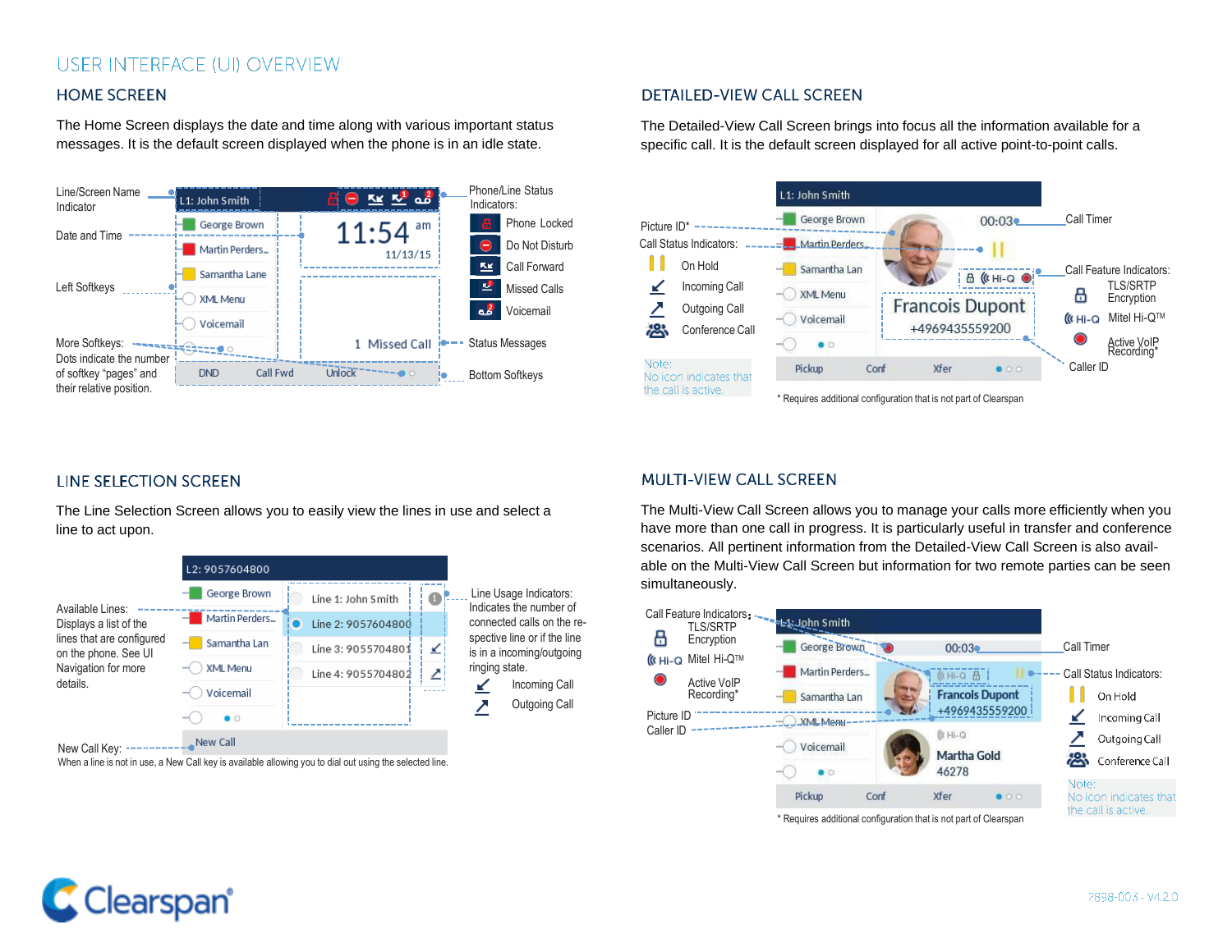# USER INTERFACE (UI) OVERVIEW

## HOME SCREEN

The Home Screen displays the date and time along with various important status messages. It is the default screen displayed when the phone is in an idle state.

Line/Screen Name Indicator

Date and Time

Left Softkeys

More Softkeys: Dots indicate the number of softkey "pages" and their relative position.

L1: John Smith

George Brown
Martin Perders...
Samantha Lane
XML Menu
Voicemail

11:54 am
11/13/15

1 Missed Call

DND | Call Fwd | Unlock

Phone/Line Status Indicators:

- Phone Locked
- Do Not Disturb
- Call Forward
- Missed Calls
- Voicemail

Status Messages

Bottom Softkeys

## DETAILED-VIEW CALL SCREEN

The Detailed-View Call Screen brings into focus all the information available for a specific call. It is the default screen displayed for all active point-to-point calls.

Picture ID*

Call Status Indicators:

- On Hold
- Incoming Call
- Outgoing Call
- Conference Call

Note: No icon indicates that the call is active.

L1: John Smith

George Brown
Martin Perders
Samantha Lan
XML Menu
Voicemail

00:03

Hi-Q

Francois Dupont
+4969435559200

Pickup | Conf | Xfer

Call Timer

Call Feature Indicators:

- TLS/SRTP Encryption
- Mitel Hi-Q™
- Active VoIP Recording*

Caller ID

\* Requires additional configuration that is not part of Clearspan

## LINE SELECTION SCREEN

The Line Selection Screen allows you to easily view the lines in use and select a line to act upon.

Available Lines: Displays a list of the lines that are configured on the phone. See UI Navigation for more details.

L2: 9057604800

George Brown
Martin Perders...
Samantha Lan
XML Menu
Voicemail

Line 1: John Smith
Line 2: 9057604800
Line 3: 9055704801
Line 4: 9055704802

New Call

Line Usage Indicators: Indicates the number of connected calls on the respective line or if the line is in a incoming/outgoing ringing state.

- Incoming Call
- Outgoing Call

New Call Key: When a line is not in use, a New Call key is available allowing you to dial out using the selected line.

## MULTI-VIEW CALL SCREEN

The Multi-View Call Screen allows you to manage your calls more efficiently when you have more than one call in progress. It is particularly useful in transfer and conference scenarios. All pertinent information from the Detailed-View Call Screen is also available on the Multi-View Call Screen but information for two remote parties can be seen simultaneously.

Call Feature Indicators:

- TLS/SRTP Encryption
- Mitel Hi-Q™
- Active VoIP Recording*

Picture ID

Caller ID

L1: John Smith

George Brown
Martin Perders...
Samantha Lan
XML Menu
Voicemail

00:03

Hi-Q

Francois Dupont
+4969435559200

Hi-Q

Martha Gold
46278

Pickup | Conf | Xfer

Call Timer

Call Status Indicators:

- On Hold
- Incoming Call
- Outgoing Call
- Conference Call

Note: No icon indicates that the call is active.

\* Requires additional configuration that is not part of Clearspan

Clearspan®

2898-003 - V4.2.0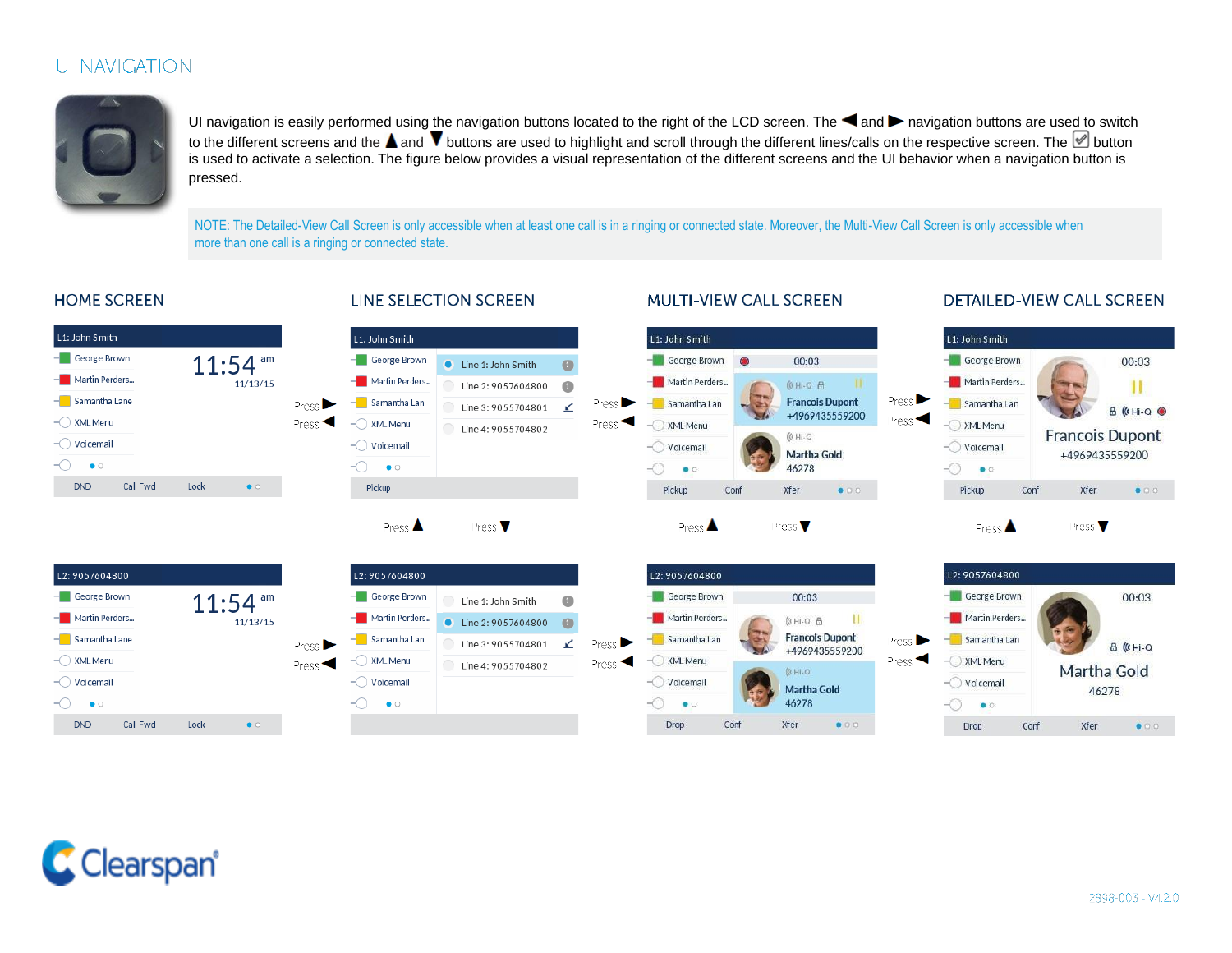# UI NAVIGATION

UI navigation is easily performed using the navigation buttons located to the right of the LCD screen. The ◀ and ▶ navigation buttons are used to switch to the different screens and the ▲ and ▼ buttons are used to highlight and scroll through the different lines/calls on the respective screen. The ☑ button is used to activate a selection. The figure below provides a visual representation of the different screens and the UI behavior when a navigation button is pressed.

NOTE: The Detailed-View Call Screen is only accessible when at least one call is in a ringing or connected state. Moreover, the Multi-View Call Screen is only accessible when more than one call is a ringing or connected state.

## HOME SCREEN

L1: John Smith

- George Brown
- Martin Perders...
- Samantha Lane
- XML Menu
- Voicemail

11:54 am
11/13/15

DND | Call Fwd | Lock

Press ▶
Press ◀

Press ▲ Press ▼

L2: 9057604800

- George Brown
- Martin Perders...
- Samantha Lane
- XML Menu
- Voicemail

11:54 am
11/13/15

DND | Call Fwd | Lock

## LINE SELECTION SCREEN

L1: John Smith

- Line 1: John Smith
- Line 2: 9057604800
- Line 3: 9055704801
- Line 4: 9055704802

Pickup

Press ▶
Press ◀

Press ▲ Press ▼

L2: 9057604800

- Line 1: John Smith
- Line 2: 9057604800
- Line 3: 9055704801
- Line 4: 9055704802

## MULTI-VIEW CALL SCREEN

L1: John Smith

00:03

Francois Dupont
+4969435559200

Martha Gold
46278

Pickup | Conf | Xfer

Press ▶
Press ◀

Press ▲ Press ▼

L2: 9057604800

00:03

Francois Dupont
+4969435559200

Martha Gold
46278

Drop | Conf | Xfer

## DETAILED-VIEW CALL SCREEN

L1: John Smith

00:03

Francois Dupont
+4969435559200

Pickup | Conf | Xfer

Press ▲ Press ▼

L2: 9057604800

00:03

Martha Gold
46278

Drop | Conf | Xfer

Clearspan

2898-003 - V4.2.0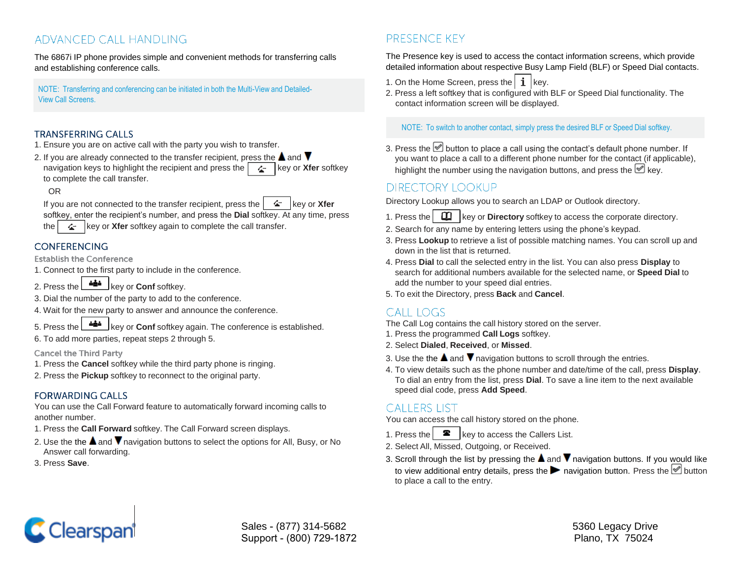## ADVANCED CALL HANDLING

The 6867i IP phone provides simple and convenient methods for transferring calls and establishing conference calls.

> NOTE: Transferring and conferencing can be initiated in both the Multi-View and Detailed-View Call Screens.

### TRANSFERRING CALLS

1. Ensure you are on active call with the party you wish to transfer.
2. If you are already connected to the transfer recipient, press the ▲ and ▼ navigation keys to highlight the recipient and press the key or **Xfer** softkey to complete the call transfer.

   OR

   If you are not connected to the transfer recipient, press the key or **Xfer** softkey, enter the recipient's number, and press the **Dial** softkey. At any time, press the key or **Xfer** softkey again to complete the call transfer.

### CONFERENCING

**Establish the Conference**

1. Connect to the first party to include in the conference.
2. Press the key or **Conf** softkey.
3. Dial the number of the party to add to the conference.
4. Wait for the new party to answer and announce the conference.
5. Press the key or **Conf** softkey again. The conference is established.
6. To add more parties, repeat steps 2 through 5.

**Cancel the Third Party**

1. Press the **Cancel** softkey while the third party phone is ringing.
2. Press the **Pickup** softkey to reconnect to the original party.

### FORWARDING CALLS

You can use the Call Forward feature to automatically forward incoming calls to another number.

1. Press the **Call Forward** softkey. The Call Forward screen displays.
2. Use the the ▲ and ▼ navigation buttons to select the options for All, Busy, or No Answer call forwarding.
3. Press **Save**.

## PRESENCE KEY

The Presence key is used to access the contact information screens, which provide detailed information about respective Busy Lamp Field (BLF) or Speed Dial contacts.

1. On the Home Screen, press the **i** key.
2. Press a left softkey that is configured with BLF or Speed Dial functionality. The contact information screen will be displayed.

> NOTE: To switch to another contact, simply press the desired BLF or Speed Dial softkey.

3. Press the button to place a call using the contact's default phone number. If you want to place a call to a different phone number for the contact (if applicable), highlight the number using the navigation buttons, and press the key.

## DIRECTORY LOOKUP

Directory Lookup allows you to search an LDAP or Outlook directory.

1. Press the key or **Directory** softkey to access the corporate directory.
2. Search for any name by entering letters using the phone's keypad.
3. Press **Lookup** to retrieve a list of possible matching names. You can scroll up and down in the list that is returned.
4. Press **Dial** to call the selected entry in the list. You can also press **Display** to search for additional numbers available for the selected name, or **Speed Dial** to add the number to your speed dial entries.
5. To exit the Directory, press **Back** and **Cancel**.

## CALL LOGS

The Call Log contains the call history stored on the server.

1. Press the programmed **Call Logs** softkey.
2. Select **Dialed**, **Received**, or **Missed**.
3. Use the the ▲ and ▼ navigation buttons to scroll through the entries.
4. To view details such as the phone number and date/time of the call, press **Display**. To dial an entry from the list, press **Dial**. To save a line item to the next available speed dial code, press **Add Speed**.

## CALLERS LIST

You can access the call history stored on the phone.

1. Press the key to access the Callers List.
2. Select All, Missed, Outgoing, or Received.
3. Scroll through the list by pressing the ▲ and ▼ navigation buttons. If you would like to view additional entry details, press the ▶ navigation button. Press the button to place a call to the entry.

Clearspan

Sales - (877) 314-5682
Support - (800) 729-1872

5360 Legacy Drive
Plano, TX 75024